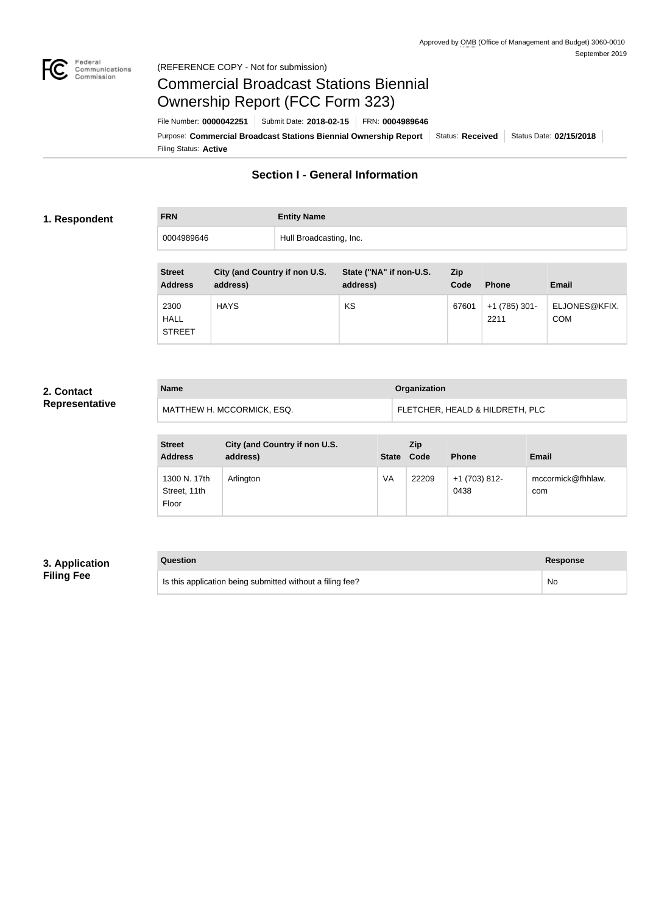Approved by OMB (Office of Management and Budget) 3060-0010
September 2019

(REFERENCE COPY - Not for submission)

# Commercial Broadcast Stations Biennial Ownership Report (FCC Form 323)

File Number: **0000042251** | Submit Date: **2018-02-15** | FRN: **0004989646**

Purpose: **Commercial Broadcast Stations Biennial Ownership Report** | Status: **Received** | Status Date: **02/15/2018**

Filing Status: **Active**

## Section I - General Information

### 1. Respondent

| FRN | Entity Name |
| --- | --- |
| 0004989646 | Hull Broadcasting, Inc. |

| Street Address | City (and Country if non U.S. address) | State ("NA" if non-U.S. address) | Zip Code | Phone | Email |
| --- | --- | --- | --- | --- | --- |
| 2300 HALL STREET | HAYS | KS | 67601 | +1 (785) 301-2211 | ELJONES@KFIX.COM |

### 2. Contact Representative

| Name | Organization |
| --- | --- |
| MATTHEW H. MCCORMICK, ESQ. | FLETCHER, HEALD & HILDRETH, PLC |

| Street Address | City (and Country if non U.S. address) | State | Zip Code | Phone | Email |
| --- | --- | --- | --- | --- | --- |
| 1300 N. 17th Street, 11th Floor | Arlington | VA | 22209 | +1 (703) 812-0438 | mccormick@fhhlaw.com |

### 3. Application Filing Fee

| Question | Response |
| --- | --- |
| Is this application being submitted without a filing fee? | No |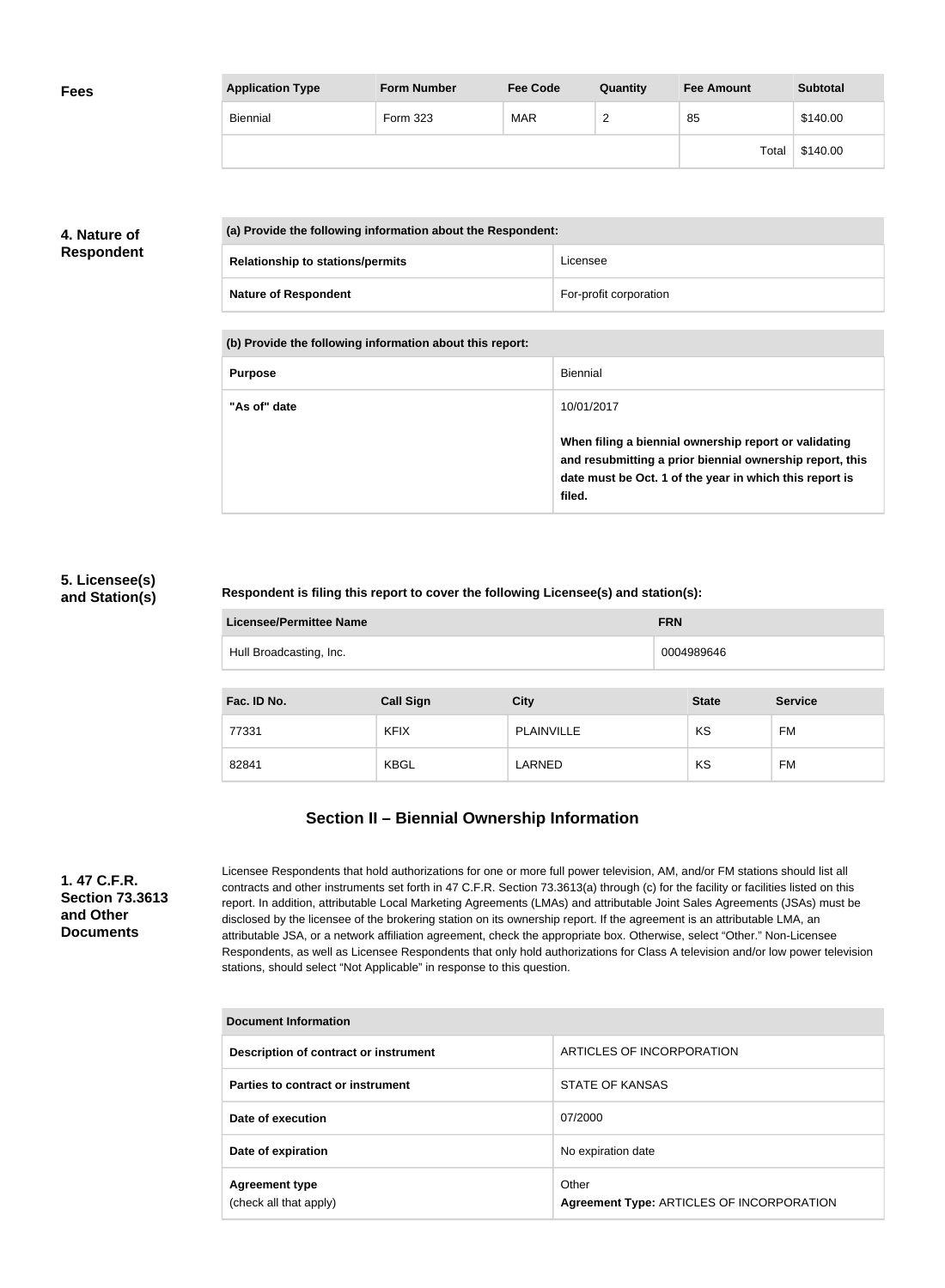**Fees**

| Application Type | Form Number | Fee Code | Quantity | Fee Amount | Subtotal |
|---|---|---|---|---|---|
| Biennial | Form 323 | MAR | 2 | 85 | $140.00 |
| | | | | Total | $140.00 |

**4. Nature of Respondent**

| (a) Provide the following information about the Respondent: | |
|---|---|
| **Relationship to stations/permits** | Licensee |
| **Nature of Respondent** | For-profit corporation |

| (b) Provide the following information about this report: | |
|---|---|
| **Purpose** | Biennial |
| **"As of" date** | 10/01/2017<br><br>**When filing a biennial ownership report or validating and resubmitting a prior biennial ownership report, this date must be Oct. 1 of the year in which this report is filed.** |

**5. Licensee(s) and Station(s)**

**Respondent is filing this report to cover the following Licensee(s) and station(s):**

| Licensee/Permittee Name | FRN |
|---|---|
| Hull Broadcasting, Inc. | 0004989646 |

| Fac. ID No. | Call Sign | City | State | Service |
|---|---|---|---|---|
| 77331 | KFIX | PLAINVILLE | KS | FM |
| 82841 | KBGL | LARNED | KS | FM |

## Section II – Biennial Ownership Information

**1. 47 C.F.R. Section 73.3613 and Other Documents**

Licensee Respondents that hold authorizations for one or more full power television, AM, and/or FM stations should list all contracts and other instruments set forth in 47 C.F.R. Section 73.3613(a) through (c) for the facility or facilities listed on this report. In addition, attributable Local Marketing Agreements (LMAs) and attributable Joint Sales Agreements (JSAs) must be disclosed by the licensee of the brokering station on its ownership report. If the agreement is an attributable LMA, an attributable JSA, or a network affiliation agreement, check the appropriate box. Otherwise, select "Other." Non-Licensee Respondents, as well as Licensee Respondents that only hold authorizations for Class A television and/or low power television stations, should select "Not Applicable" in response to this question.

| Document Information | |
|---|---|
| **Description of contract or instrument** | ARTICLES OF INCORPORATION |
| **Parties to contract or instrument** | STATE OF KANSAS |
| **Date of execution** | 07/2000 |
| **Date of expiration** | No expiration date |
| **Agreement type** (check all that apply) | Other<br>**Agreement Type:** ARTICLES OF INCORPORATION |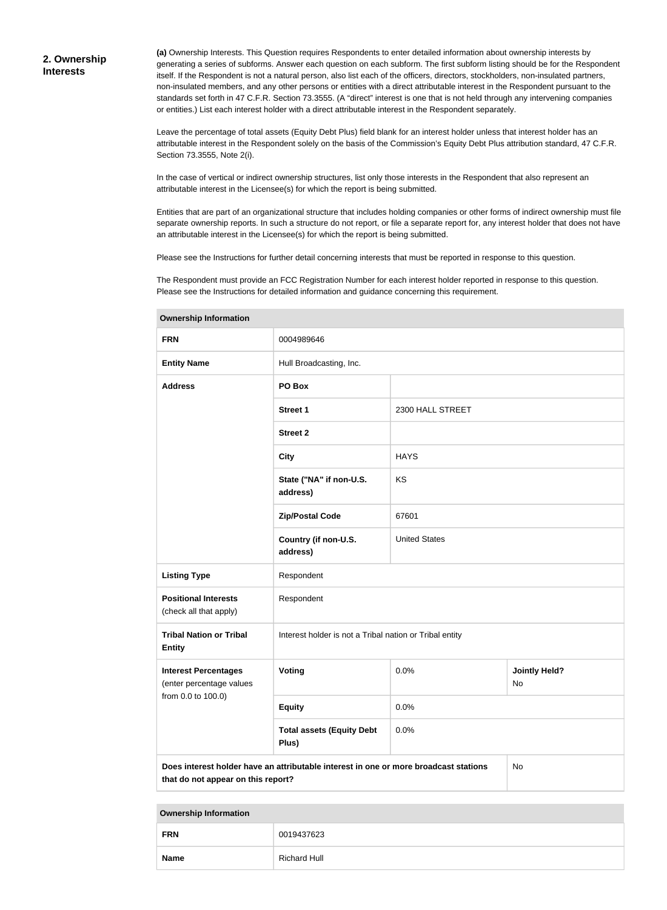## 2. Ownership Interests

**(a)** Ownership Interests. This Question requires Respondents to enter detailed information about ownership interests by generating a series of subforms. Answer each question on each subform. The first subform listing should be for the Respondent itself. If the Respondent is not a natural person, also list each of the officers, directors, stockholders, non-insulated partners, non-insulated members, and any other persons or entities with a direct attributable interest in the Respondent pursuant to the standards set forth in 47 C.F.R. Section 73.3555. (A "direct" interest is one that is not held through any intervening companies or entities.) List each interest holder with a direct attributable interest in the Respondent separately.

Leave the percentage of total assets (Equity Debt Plus) field blank for an interest holder unless that interest holder has an attributable interest in the Respondent solely on the basis of the Commission's Equity Debt Plus attribution standard, 47 C.F.R. Section 73.3555, Note 2(i).

In the case of vertical or indirect ownership structures, list only those interests in the Respondent that also represent an attributable interest in the Licensee(s) for which the report is being submitted.

Entities that are part of an organizational structure that includes holding companies or other forms of indirect ownership must file separate ownership reports. In such a structure do not report, or file a separate report for, any interest holder that does not have an attributable interest in the Licensee(s) for which the report is being submitted.

Please see the Instructions for further detail concerning interests that must be reported in response to this question.

The Respondent must provide an FCC Registration Number for each interest holder reported in response to this question. Please see the Instructions for detailed information and guidance concerning this requirement.

| **Ownership Information** | | | |
|---|---|---|---|
| **FRN** | 0004989646 | | |
| **Entity Name** | Hull Broadcasting, Inc. | | |
| **Address** | **PO Box** | | |
| | **Street 1** | 2300 HALL STREET | |
| | **Street 2** | | |
| | **City** | HAYS | |
| | **State ("NA" if non-U.S. address)** | KS | |
| | **Zip/Postal Code** | 67601 | |
| | **Country (if non-U.S. address)** | United States | |
| **Listing Type** | Respondent | | |
| **Positional Interests** (check all that apply) | Respondent | | |
| **Tribal Nation or Tribal Entity** | Interest holder is not a Tribal nation or Tribal entity | | |
| **Interest Percentages** (enter percentage values from 0.0 to 100.0) | **Voting** | 0.0% | **Jointly Held?** No |
| | **Equity** | 0.0% | |
| | **Total assets (Equity Debt Plus)** | 0.0% | |
| **Does interest holder have an attributable interest in one or more broadcast stations that do not appear on this report?** | | | No |

| **Ownership Information** | |
|---|---|
| **FRN** | 0019437623 |
| **Name** | Richard Hull |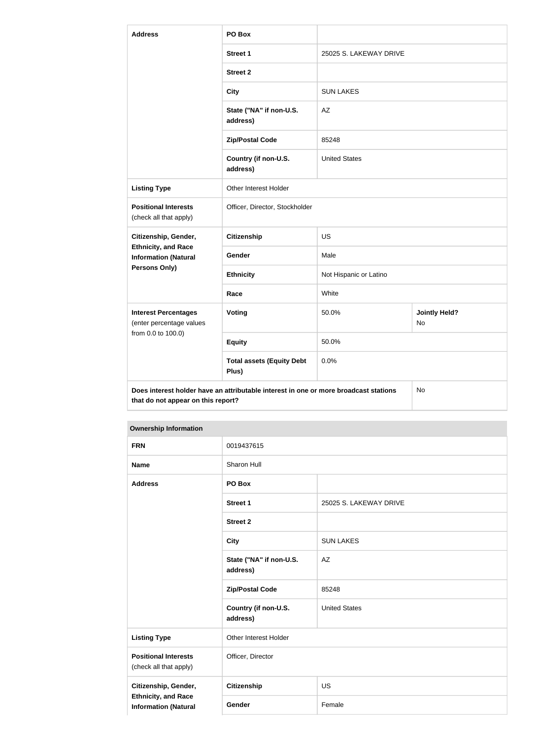| Address | PO Box | | |
|---|---|---|---|
| | Street 1 | 25025 S. LAKEWAY DRIVE | |
| | Street 2 | | |
| | City | SUN LAKES | |
| | State ("NA" if non-U.S. address) | AZ | |
| | Zip/Postal Code | 85248 | |
| | Country (if non-U.S. address) | United States | |
| Listing Type | Other Interest Holder | | |
| Positional Interests (check all that apply) | Officer, Director, Stockholder | | |
| Citizenship, Gender, Ethnicity, and Race Information (Natural Persons Only) | Citizenship | US | |
| | Gender | Male | |
| | Ethnicity | Not Hispanic or Latino | |
| | Race | White | |
| Interest Percentages (enter percentage values from 0.0 to 100.0) | Voting | 50.0% | Jointly Held? No |
| | Equity | 50.0% | |
| | Total assets (Equity Debt Plus) | 0.0% | |
| Does interest holder have an attributable interest in one or more broadcast stations that do not appear on this report? | | | No |

| Ownership Information | | | |
|---|---|---|---|
| FRN | 0019437615 | | |
| Name | Sharon Hull | | |
| Address | PO Box | | |
| | Street 1 | 25025 S. LAKEWAY DRIVE | |
| | Street 2 | | |
| | City | SUN LAKES | |
| | State ("NA" if non-U.S. address) | AZ | |
| | Zip/Postal Code | 85248 | |
| | Country (if non-U.S. address) | United States | |
| Listing Type | Other Interest Holder | | |
| Positional Interests (check all that apply) | Officer, Director | | |
| Citizenship, Gender, Ethnicity, and Race Information (Natural | Citizenship | US | |
| | Gender | Female | |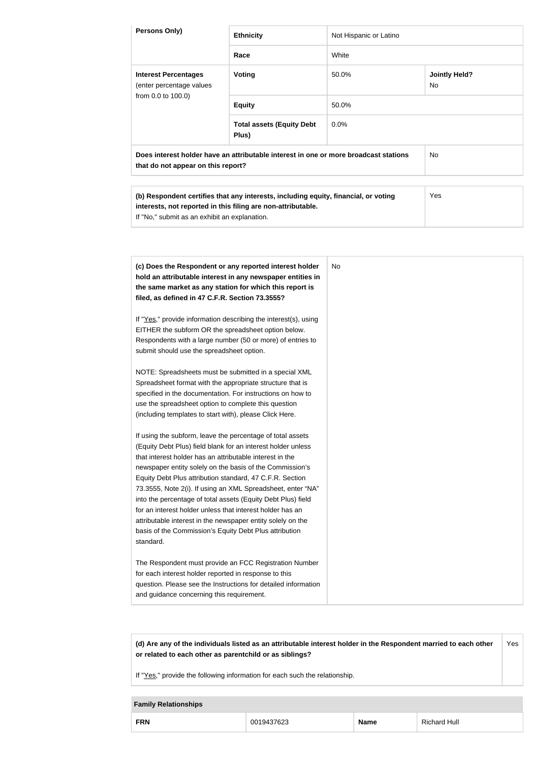| Persons Only) | Ethnicity | Not Hispanic or Latino | |
|---|---|---|---|
| | Race | White | |
| Interest Percentages (enter percentage values from 0.0 to 100.0) | Voting | 50.0% | Jointly Held? No |
| | Equity | 50.0% | |
| | Total assets (Equity Debt Plus) | 0.0% | |
| Does interest holder have an attributable interest in one or more broadcast stations that do not appear on this report? | | | No |

| (b) Respondent certifies that any interests, including equity, financial, or voting interests, not reported in this filing are non-attributable. If "No," submit as an exhibit an explanation. | Yes |
|---|---|

| (c) Does the Respondent or any reported interest holder hold an attributable interest in any newspaper entities in the same market as any station for which this report is filed, as defined in 47 C.F.R. Section 73.3555? | No |
|---|---|

If "Yes," provide information describing the interest(s), using EITHER the subform OR the spreadsheet option below. Respondents with a large number (50 or more) of entries to submit should use the spreadsheet option.

NOTE: Spreadsheets must be submitted in a special XML Spreadsheet format with the appropriate structure that is specified in the documentation. For instructions on how to use the spreadsheet option to complete this question (including templates to start with), please Click Here.

If using the subform, leave the percentage of total assets (Equity Debt Plus) field blank for an interest holder unless that interest holder has an attributable interest in the newspaper entity solely on the basis of the Commission's Equity Debt Plus attribution standard, 47 C.F.R. Section 73.3555, Note 2(i). If using an XML Spreadsheet, enter "NA" into the percentage of total assets (Equity Debt Plus) field for an interest holder unless that interest holder has an attributable interest in the newspaper entity solely on the basis of the Commission's Equity Debt Plus attribution standard.

The Respondent must provide an FCC Registration Number for each interest holder reported in response to this question. Please see the Instructions for detailed information and guidance concerning this requirement.

| (d) Are any of the individuals listed as an attributable interest holder in the Respondent married to each other or related to each other as parentchild or as siblings? | Yes |
|---|---|

If "Yes," provide the following information for each such the relationship.

| Family Relationships | | | |
|---|---|---|---|
| FRN | 0019437623 | Name | Richard Hull |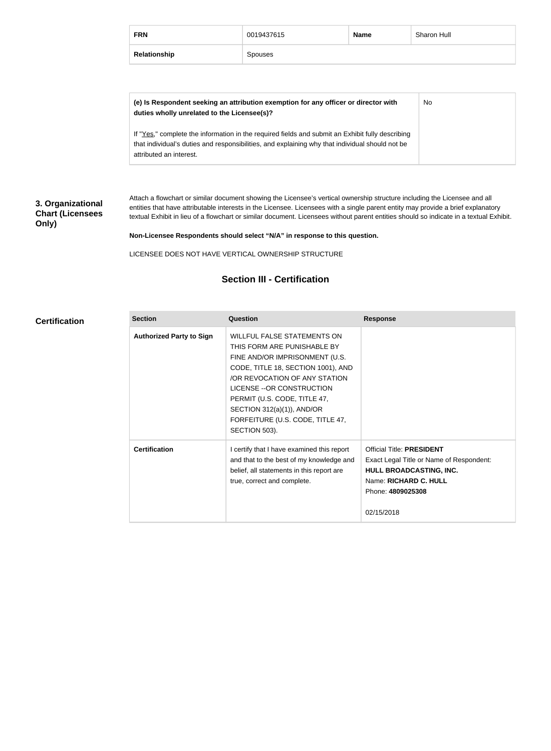| | | | |
|---|---|---|---|
| **FRN** | 0019437615 | **Name** | Sharon Hull |
| **Relationship** | Spouses | | |

| | |
|---|---|
| **(e) Is Respondent seeking an attribution exemption for any officer or director with duties wholly unrelated to the Licensee(s)?**<br><br>If "Yes," complete the information in the required fields and submit an Exhibit fully describing that individual's duties and responsibilities, and explaining why that individual should not be attributed an interest. | No |

### 3. Organizational Chart (Licensees Only)

Attach a flowchart or similar document showing the Licensee's vertical ownership structure including the Licensee and all entities that have attributable interests in the Licensee. Licensees with a single parent entity may provide a brief explanatory textual Exhibit in lieu of a flowchart or similar document. Licensees without parent entities should so indicate in a textual Exhibit.

**Non-Licensee Respondents should select "N/A" in response to this question.**

LICENSEE DOES NOT HAVE VERTICAL OWNERSHIP STRUCTURE

## Section III - Certification

### Certification

| Section | Question | Response |
|---|---|---|
| **Authorized Party to Sign** | WILLFUL FALSE STATEMENTS ON THIS FORM ARE PUNISHABLE BY FINE AND/OR IMPRISONMENT (U.S. CODE, TITLE 18, SECTION 1001), AND /OR REVOCATION OF ANY STATION LICENSE --OR CONSTRUCTION PERMIT (U.S. CODE, TITLE 47, SECTION 312(a)(1)), AND/OR FORFEITURE (U.S. CODE, TITLE 47, SECTION 503). | |
| **Certification** | I certify that I have examined this report and that to the best of my knowledge and belief, all statements in this report are true, correct and complete. | Official Title: **PRESIDENT**<br>Exact Legal Title or Name of Respondent: **HULL BROADCASTING, INC.**<br>Name: **RICHARD C. HULL**<br>Phone: **4809025308**<br><br>02/15/2018 |